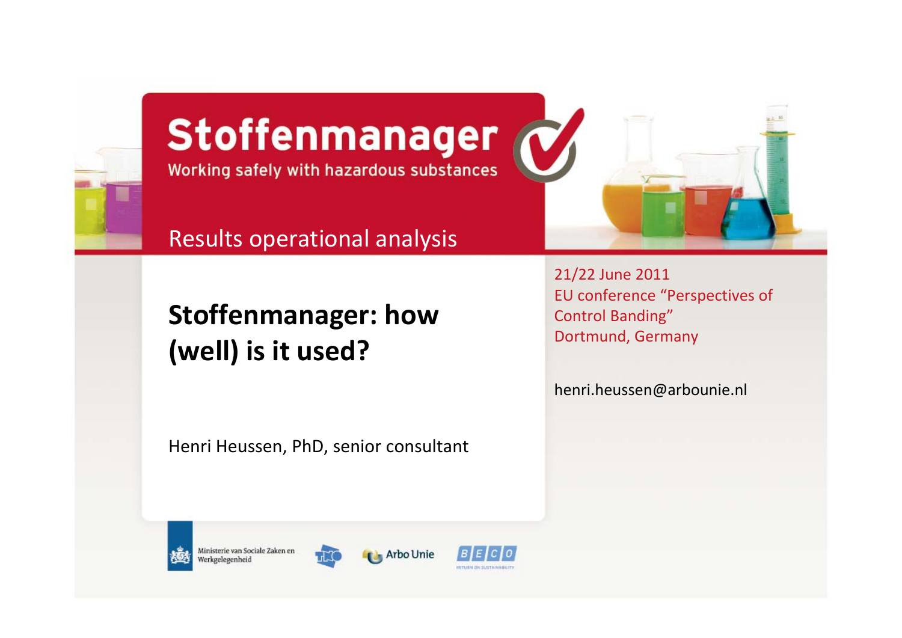# Stoffenmanager

Working safely with hazardous substances

Results operational analysis

## Stoffenmanager: how (well) is it used?

Henri Heussen, PhD, senior consultant

21/22 June 2011
EU conference "Perspectives of Control Banding"
Dortmund, Germany

henri.heussen@arbounie.nl

Ministerie van Sociale Zaken en Werkgelegenheid

TNO

Arbo Unie

BECO
RETURN ON SUSTAINABILITY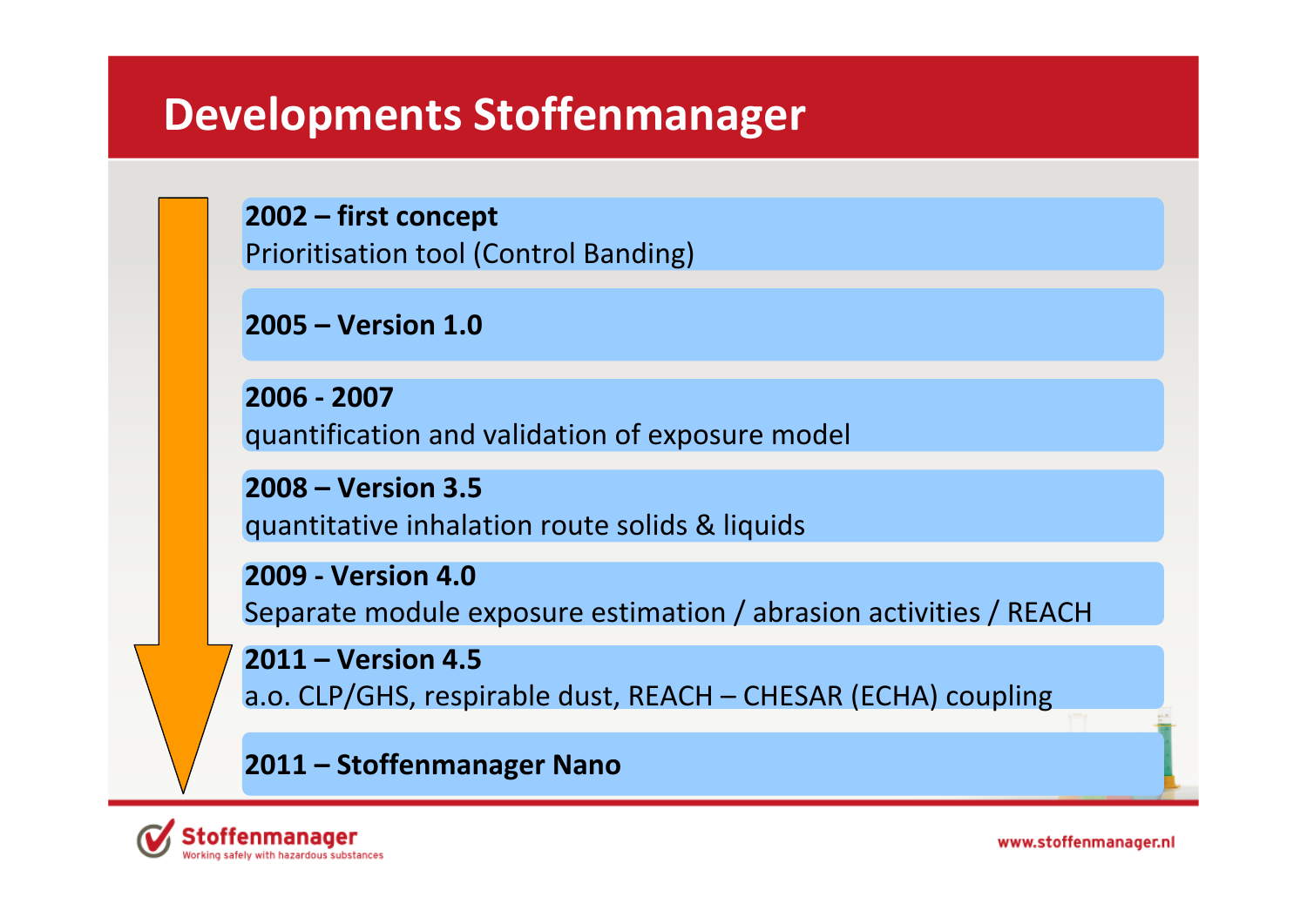# Developments Stoffenmanager

**2002 – first concept**
Prioritisation tool (Control Banding)

**2005 – Version 1.0**

**2006 - 2007**
quantification and validation of exposure model

**2008 – Version 3.5**
quantitative inhalation route solids & liquids

**2009 - Version 4.0**
Separate module exposure estimation / abrasion activities / REACH

**2011 – Version 4.5**
a.o. CLP/GHS, respirable dust, REACH – CHESAR (ECHA) coupling

**2011 – Stoffenmanager Nano**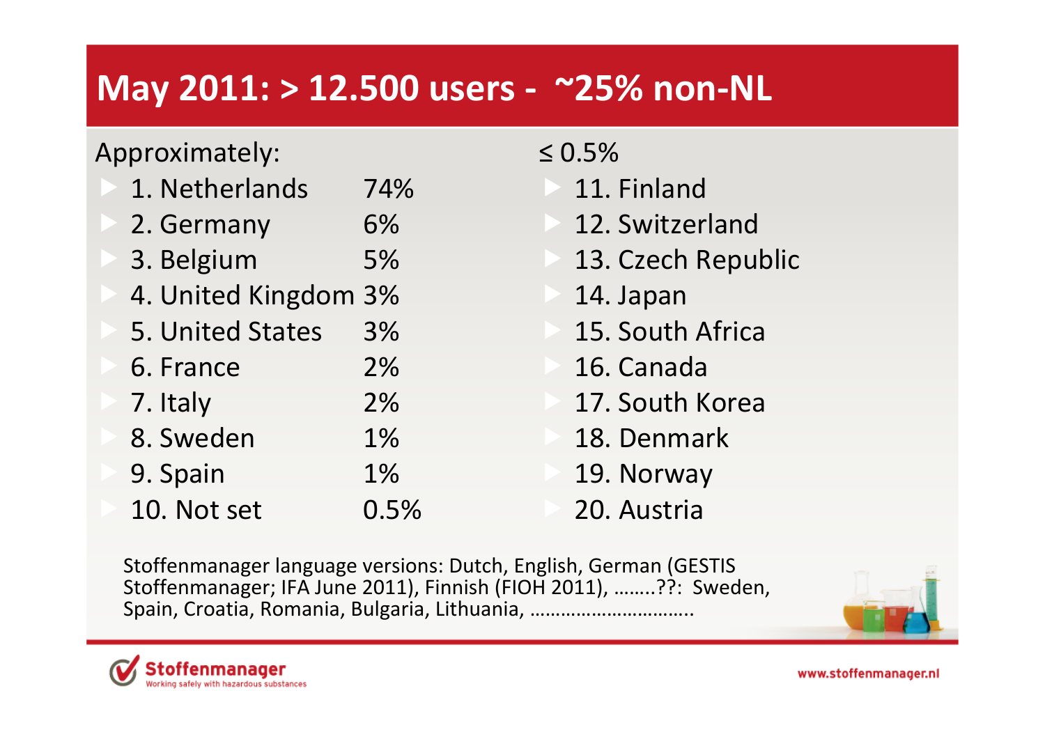# May 2011: > 12.500 users - ~25% non-NL

Approximately:

| Country | Share |
|---|---|
| 1. Netherlands | 74% |
| 2. Germany | 6% |
| 3. Belgium | 5% |
| 4. United Kingdom | 3% |
| 5. United States | 3% |
| 6. France | 2% |
| 7. Italy | 2% |
| 8. Sweden | 1% |
| 9. Spain | 1% |
| 10. Not set | 0.5% |

≤ 0.5%

- 11. Finland
- 12. Switzerland
- 13. Czech Republic
- 14. Japan
- 15. South Africa
- 16. Canada
- 17. South Korea
- 18. Denmark
- 19. Norway
- 20. Austria

Stoffenmanager language versions: Dutch, English, German (GESTIS Stoffenmanager; IFA June 2011), Finnish (FIOH 2011), ……..??: Sweden, Spain, Croatia, Romania, Bulgaria, Lithuania, …………………………..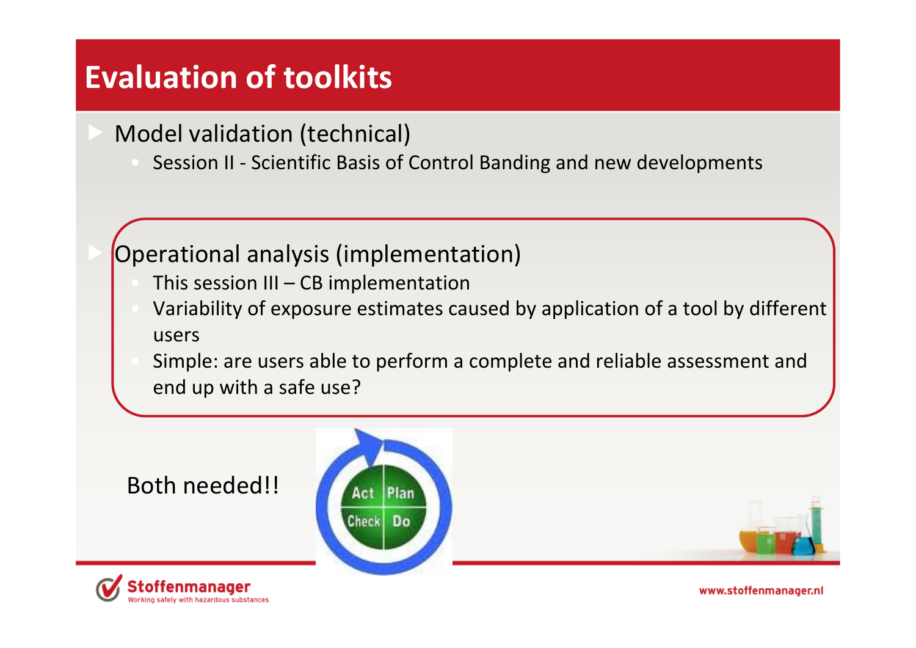# Evaluation of toolkits

- Model validation (technical)
  - Session II - Scientific Basis of Control Banding and new developments

- Operational analysis (implementation)
  - This session III – CB implementation
  - Variability of exposure estimates caused by application of a tool by different users
  - Simple: are users able to perform a complete and reliable assessment and end up with a safe use?

Both needed!!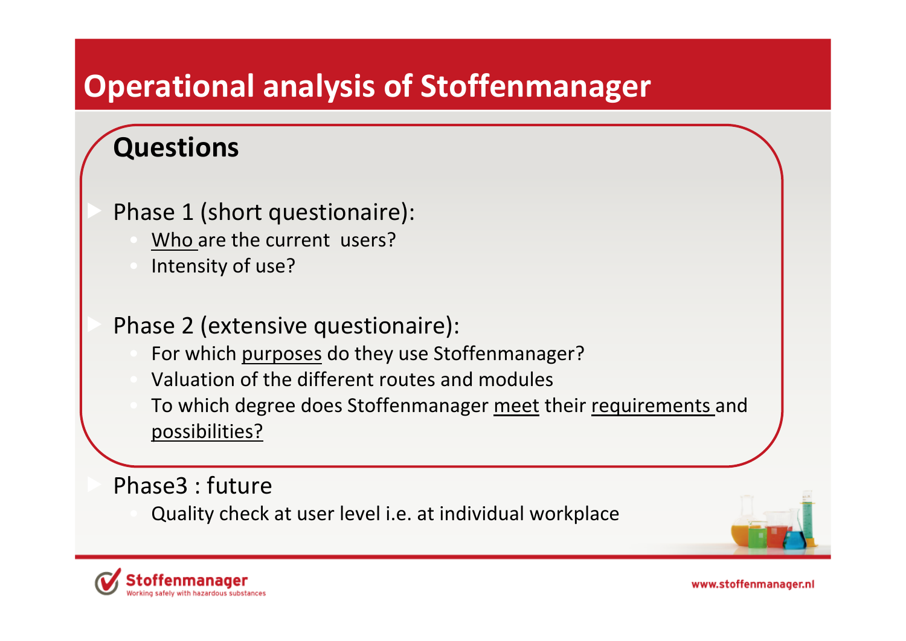# Operational analysis of Stoffenmanager

## Questions

- Phase 1 (short questionaire):
  - <u>Who</u> are the current users?
  - Intensity of use?

- Phase 2 (extensive questionaire):
  - For which <u>purposes</u> do they use Stoffenmanager?
  - Valuation of the different routes and modules
  - To which degree does Stoffenmanager <u>meet</u> their <u>requirements</u> and <u>possibilities?</u>

- Phase3 : future
  - Quality check at user level i.e. at individual workplace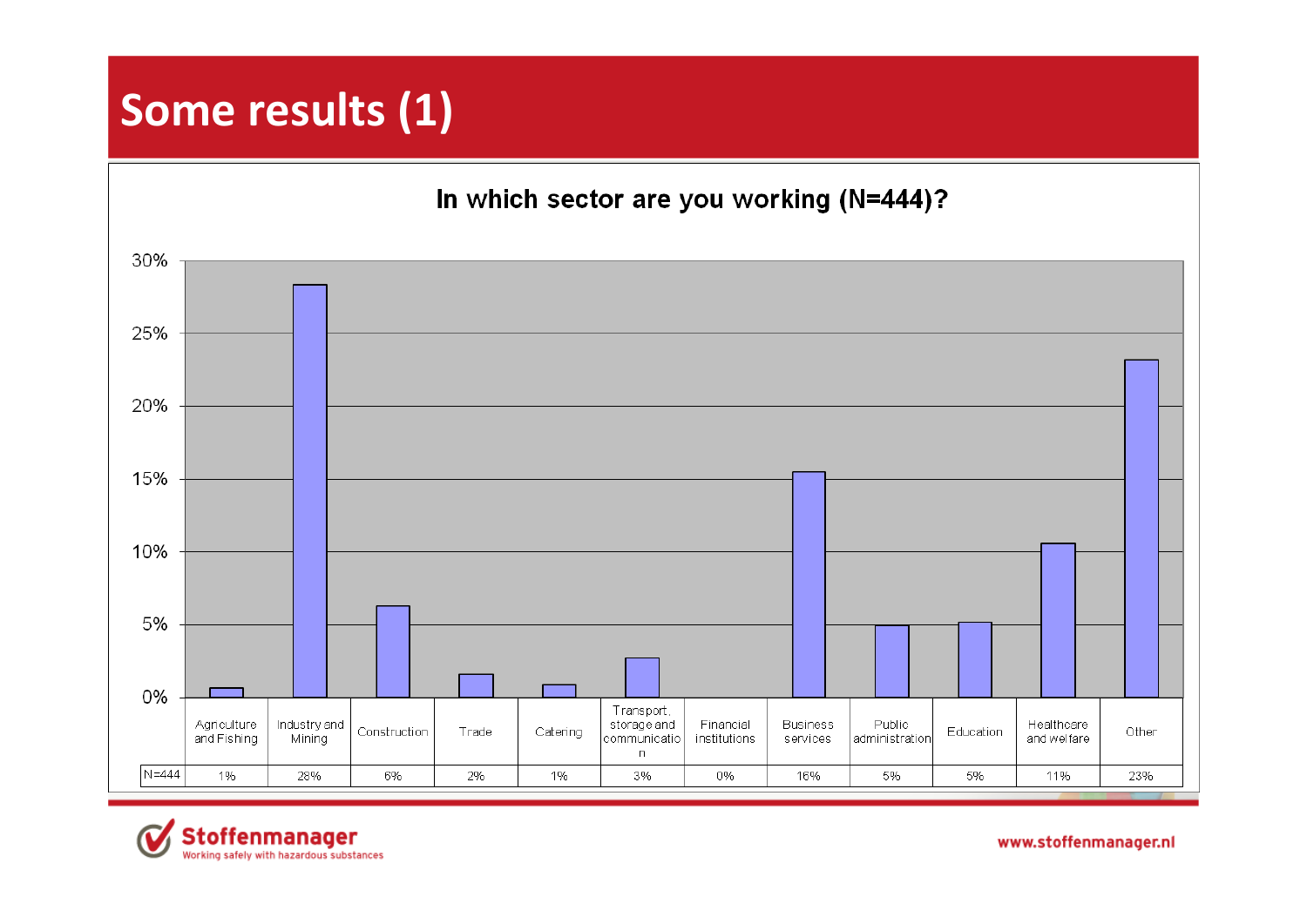# Some results (1)

**In which sector are you working (N=444)?**

| | Agriculture and Fishing | Industry and Mining | Construction | Trade | Catering | Transport, storage and communication | Financial institutions | Business services | Public administration | Education | Healthcare and welfare | Other |
|---|---|---|---|---|---|---|---|---|---|---|---|---|
| N=444 | 1% | 28% | 6% | 2% | 1% | 3% | 0% | 16% | 5% | 5% | 11% | 23% |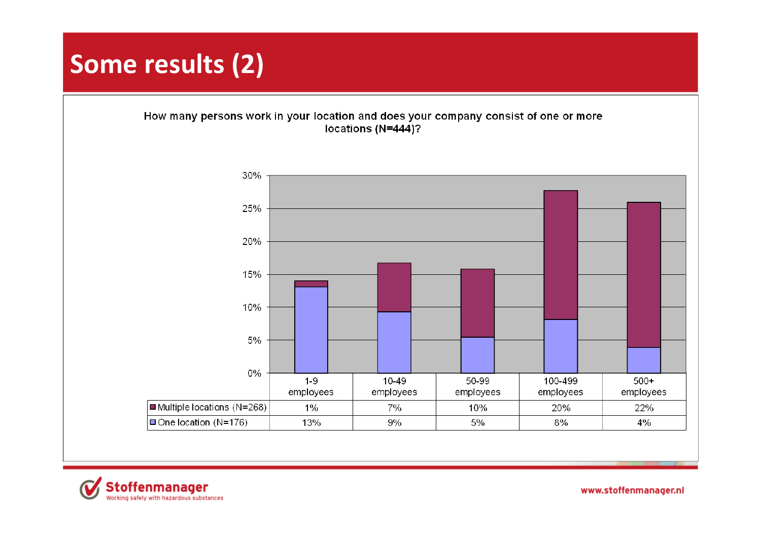# Some results (2)

How many persons work in your location and does your company consist of one or more locations (N=444)?

| | 1-9 employees | 10-49 employees | 50-99 employees | 100-499 employees | 500+ employees |
|---|---|---|---|---|---|
| Multiple locations (N=268) | 1% | 7% | 10% | 20% | 22% |
| One location (N=176) | 13% | 9% | 5% | 8% | 4% |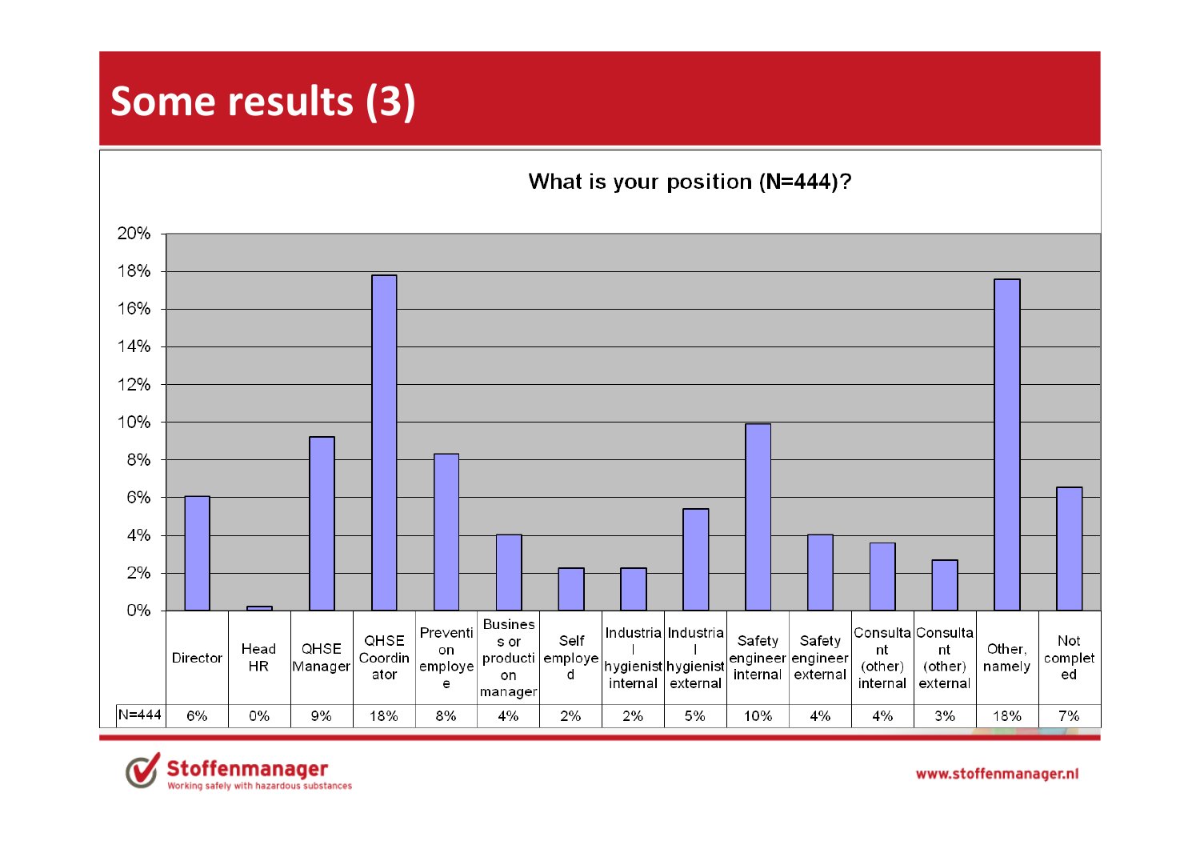# Some results (3)

**What is your position (N=444)?**

| N=444 | Director | Head HR | QHSE Manager | QHSE Coordinator | Prevention employee | Business or production manager | Self employed | Industrial hygienist internal | Industrial hygienist external | Safety engineer internal | Safety engineer external | Consultant (other) internal | Consultant (other) external | Other, namely | Not completed |
|---|---|---|---|---|---|---|---|---|---|---|---|---|---|---|---|
| | 6% | 0% | 9% | 18% | 8% | 4% | 2% | 2% | 5% | 10% | 4% | 4% | 3% | 18% | 7% |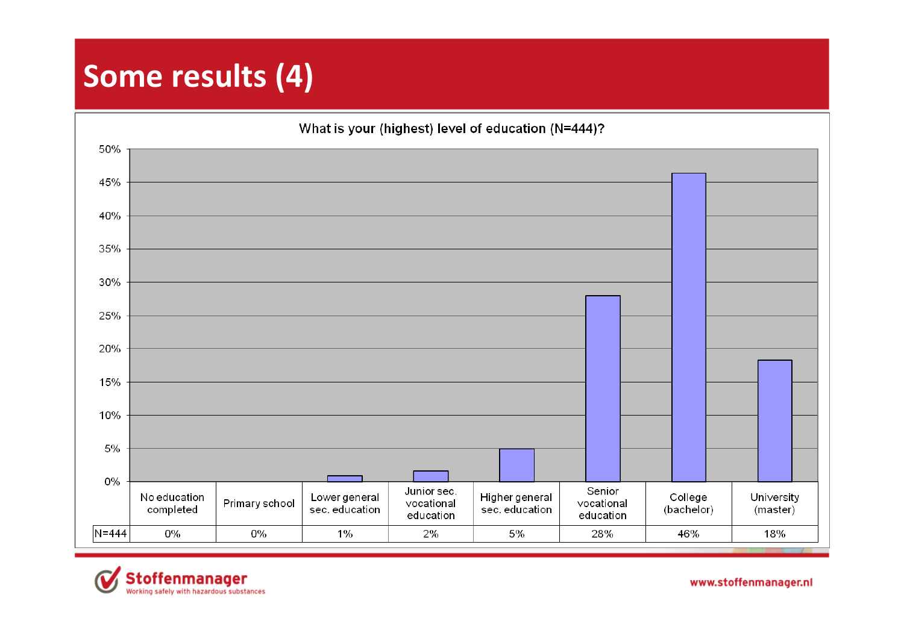# Some results (4)

What is your (highest) level of education (N=444)?

| | No education completed | Primary school | Lower general sec. education | Junior sec. vocational education | Higher general sec. education | Senior vocational education | College (bachelor) | University (master) |
|---|---|---|---|---|---|---|---|---|
| N=444 | 0% | 0% | 1% | 2% | 5% | 28% | 46% | 18% |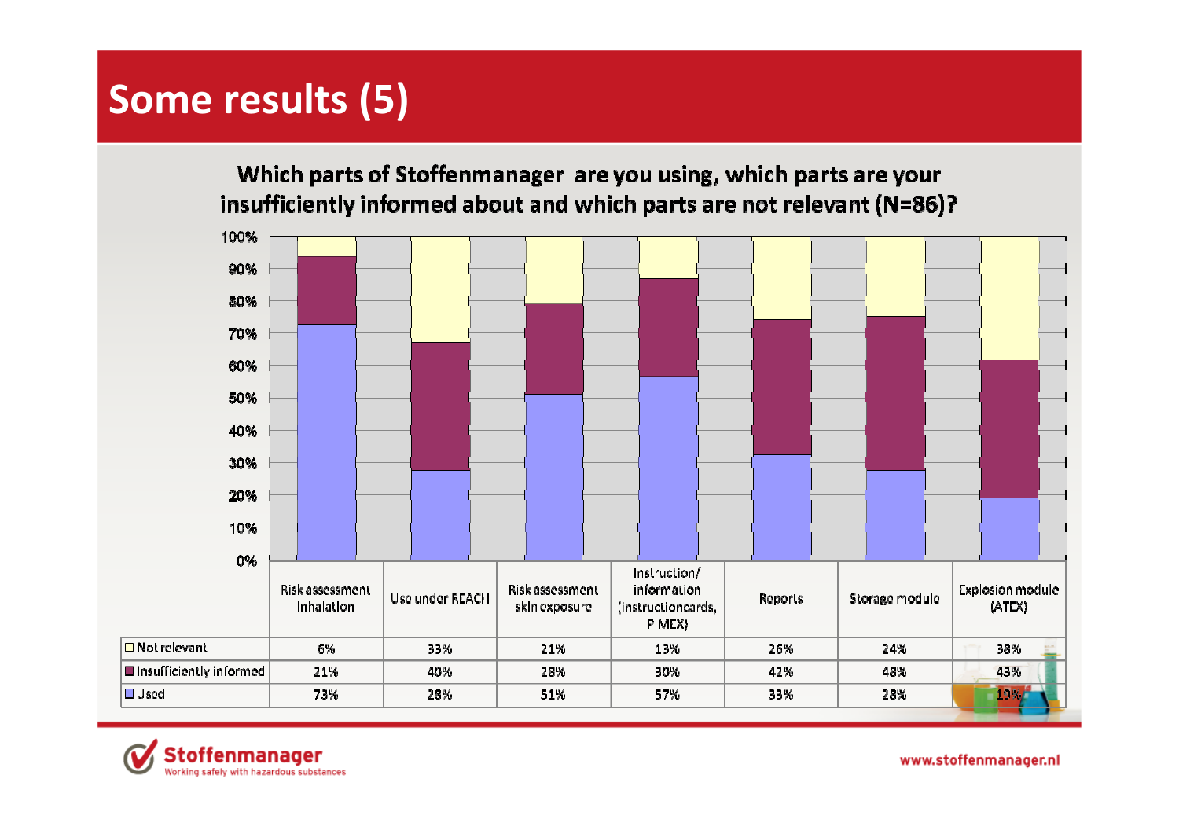# Some results (5)

**Which parts of Stoffenmanager are you using, which parts are your insufficiently informed about and which parts are not relevant (N=86)?**

| | Risk assessment inhalation | Use under REACH | Risk assessment skin exposure | Instruction/ information (instructioncards, PIMEX) | Reports | Storage module | Explosion module (ATEX) |
|---|---|---|---|---|---|---|---|
| Not relevant | 6% | 33% | 21% | 13% | 26% | 24% | 38% |
| Insufficiently informed | 21% | 40% | 28% | 30% | 42% | 48% | 43% |
| Used | 73% | 28% | 51% | 57% | 33% | 28% | 19% |

Stoffenmanager
Working safely with hazardous substances

www.stoffenmanager.nl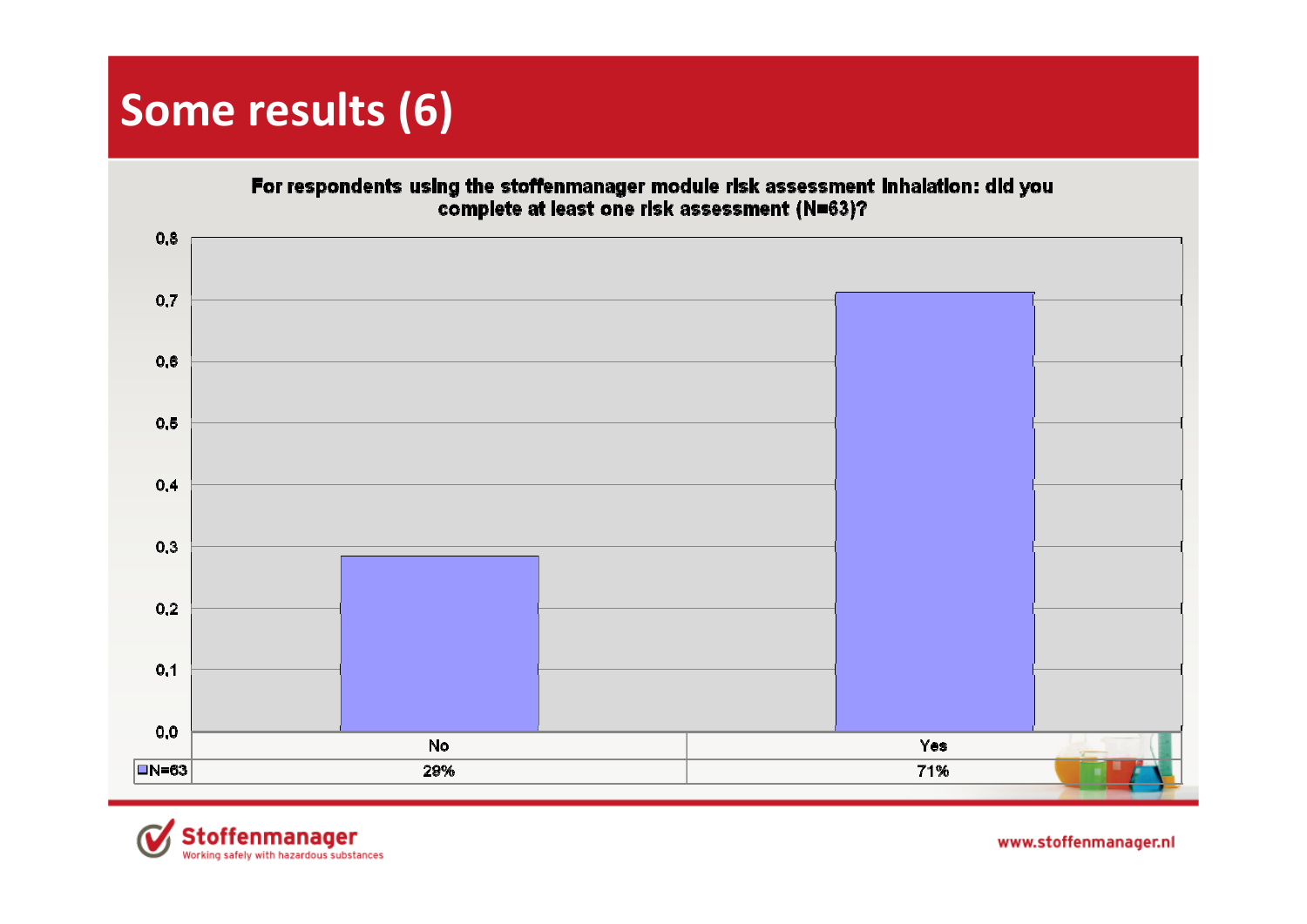# Some results (6)

**For respondents using the stoffenmanager module risk assessment Inhalation: did you complete at least one risk assessment (N=63)?**

| | No | Yes |
|---|---|---|
| N=63 | 29% | 71% |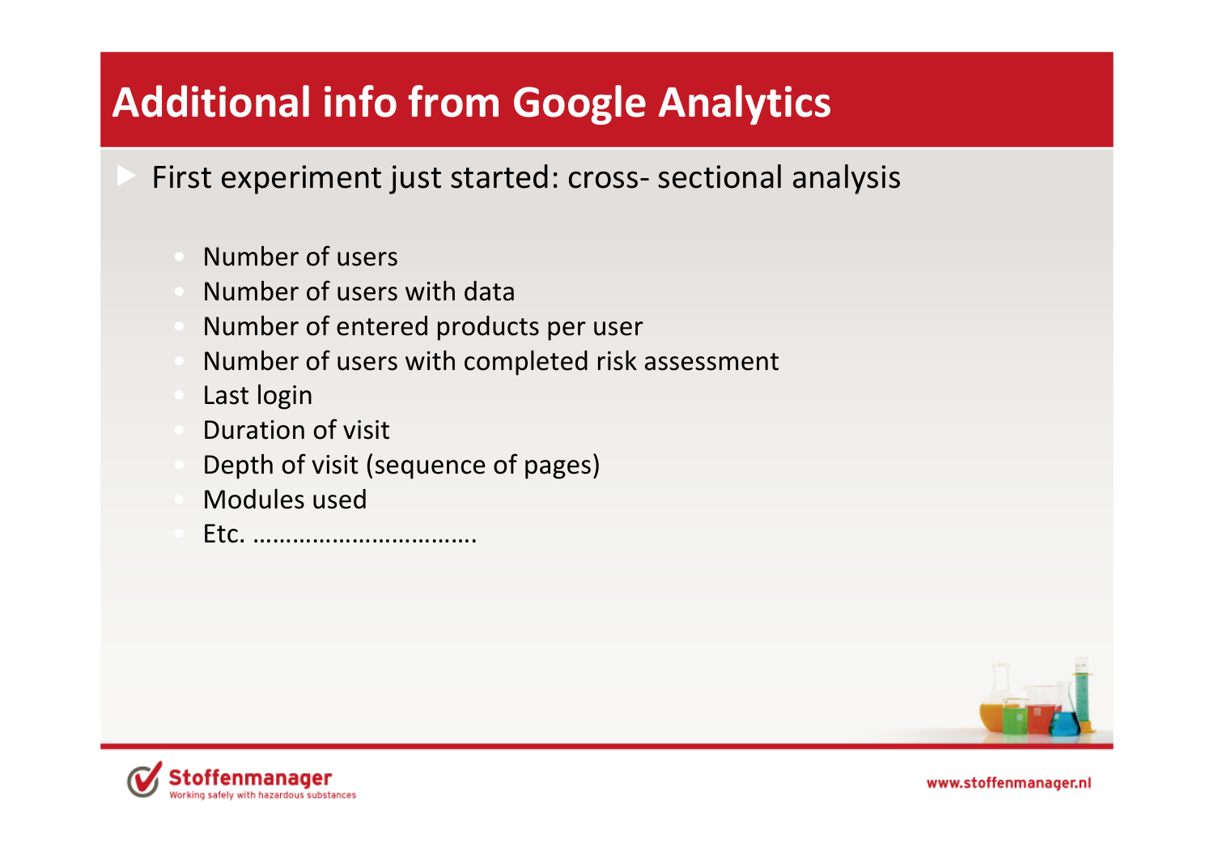# Additional info from Google Analytics

- First experiment just started: cross- sectional analysis
  - Number of users
  - Number of users with data
  - Number of entered products per user
  - Number of users with completed risk assessment
  - Last login
  - Duration of visit
  - Depth of visit (sequence of pages)
  - Modules used
  - Etc. …………………………….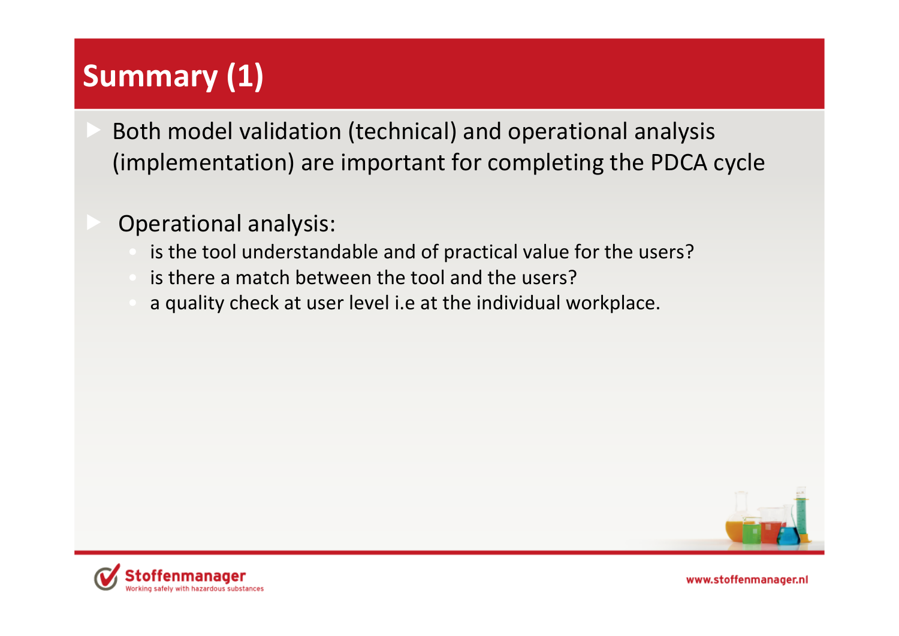# Summary (1)

- Both model validation (technical) and operational analysis (implementation) are important for completing the PDCA cycle

- Operational analysis:
  - is the tool understandable and of practical value for the users?
  - is there a match between the tool and the users?
  - a quality check at user level i.e at the individual workplace.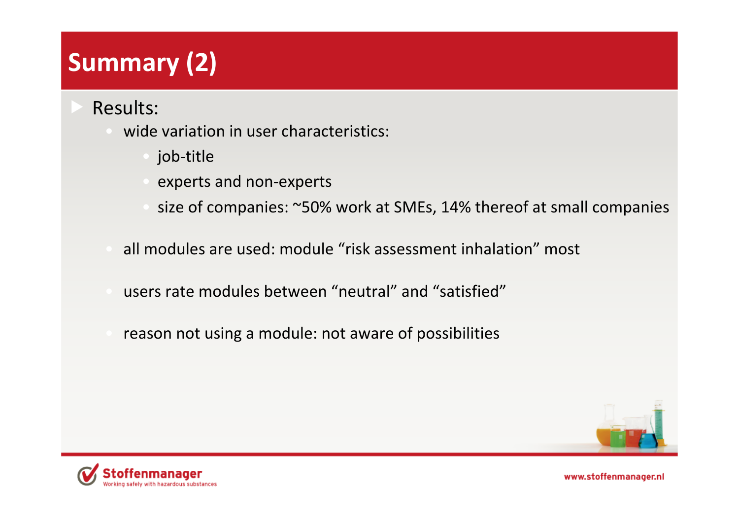# Summary (2)

- Results:
  - wide variation in user characteristics:
    - job-title
    - experts and non-experts
    - size of companies: ~50% work at SMEs, 14% thereof at small companies
  - all modules are used: module “risk assessment inhalation” most
  - users rate modules between “neutral” and “satisfied”
  - reason not using a module: not aware of possibilities